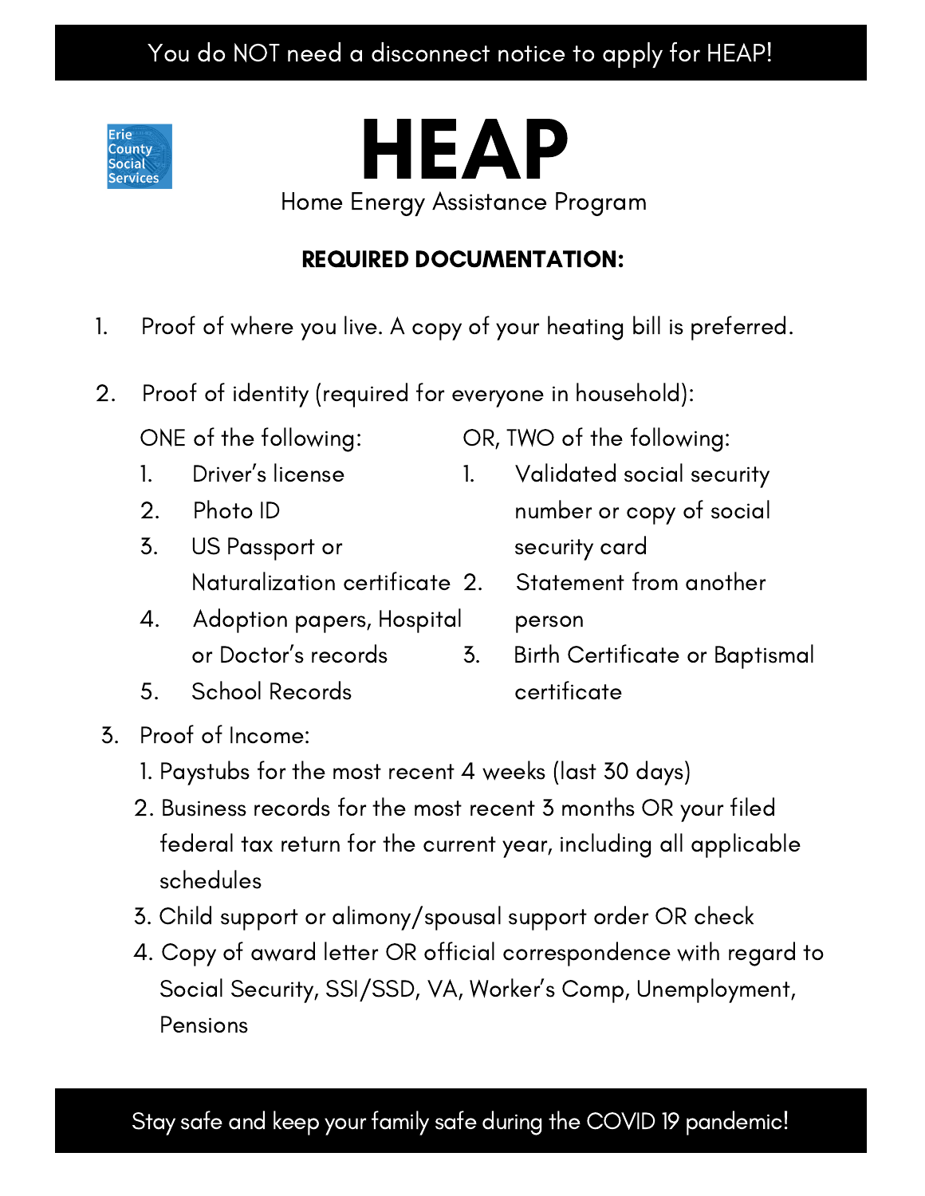**You do NOT need a disconnect notice to apply for HEAP!**

Erie County Social Services

# HEAP

Home Energy Assistance Program

**REQUIRED DOCUMENTATION:**

1. Proof of where you live. A copy of your heating bill is preferred.

2. Proof of identity (required for everyone in household):

   ONE of the following:
   1. Driver's license
   2. Photo ID
   3. US Passport or Naturalization certificate
   4. Adoption papers, Hospital or Doctor's records
   5. School Records

   OR, TWO of the following:
   1. Validated social security number or copy of social security card
   2. Statement from another person
   3. Birth Certificate or Baptismal certificate

3. Proof of Income:
   1. Paystubs for the most recent 4 weeks (last 30 days)
   2. Business records for the most recent 3 months OR your filed federal tax return for the current year, including all applicable schedules
   3. Child support or alimony/spousal support order OR check
   4. Copy of award letter OR official correspondence with regard to Social Security, SSI/SSD, VA, Worker's Comp, Unemployment, Pensions

**Stay safe and keep your family safe during the COVID 19 pandemic!**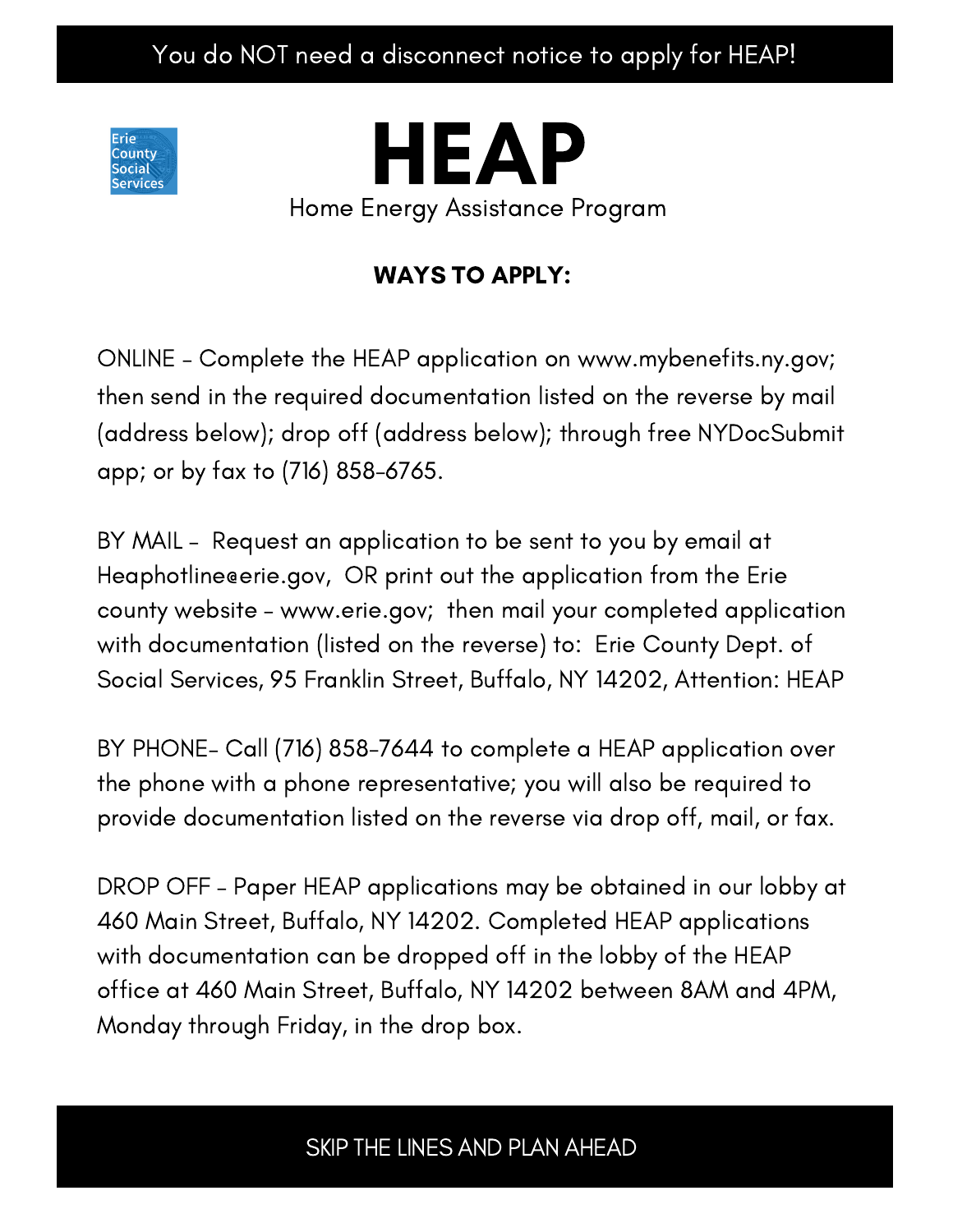You do NOT need a disconnect notice to apply for HEAP!

Erie County Social Services

# HEAP

Home Energy Assistance Program

**WAYS TO APPLY:**

ONLINE – Complete the HEAP application on www.mybenefits.ny.gov; then send in the required documentation listed on the reverse by mail (address below); drop off (address below); through free NYDocSubmit app; or by fax to (716) 858-6765.

BY MAIL – Request an application to be sent to you by email at Heaphotline@erie.gov, OR print out the application from the Erie county website – www.erie.gov; then mail your completed application with documentation (listed on the reverse) to: Erie County Dept. of Social Services, 95 Franklin Street, Buffalo, NY 14202, Attention: HEAP

BY PHONE– Call (716) 858-7644 to complete a HEAP application over the phone with a phone representative; you will also be required to provide documentation listed on the reverse via drop off, mail, or fax.

DROP OFF – Paper HEAP applications may be obtained in our lobby at 460 Main Street, Buffalo, NY 14202. Completed HEAP applications with documentation can be dropped off in the lobby of the HEAP office at 460 Main Street, Buffalo, NY 14202 between 8AM and 4PM, Monday through Friday, in the drop box.

SKIP THE LINES AND PLAN AHEAD